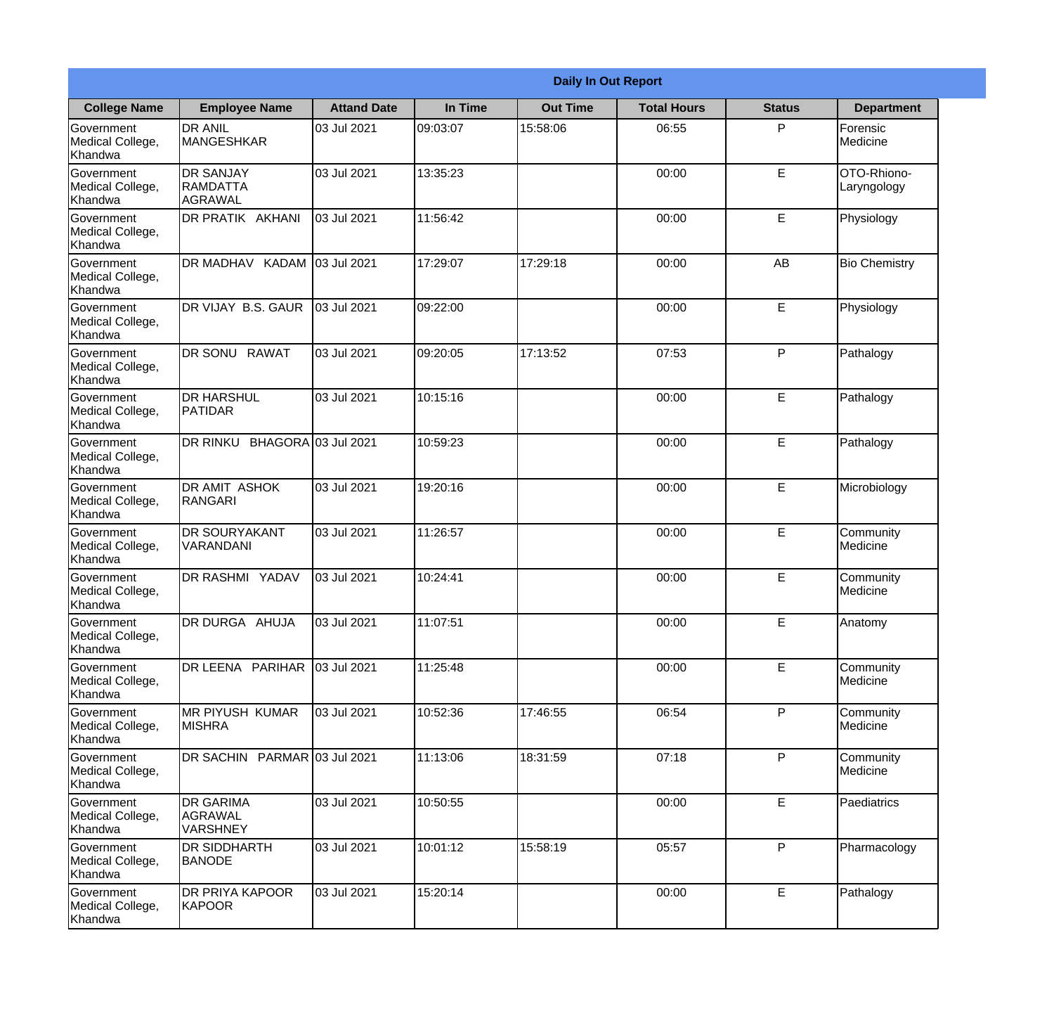| Daily In Out Report | | | | | | | |
|---|---|---|---|---|---|---|---|
| **College Name** | **Employee Name** | **Attand Date** | **In Time** | **Out Time** | **Total Hours** | **Status** | **Department** |
| Government Medical College, Khandwa | DR ANIL MANGESHKAR | 03 Jul 2021 | 09:03:07 | 15:58:06 | 06:55 | P | Forensic Medicine |
| Government Medical College, Khandwa | DR SANJAY RAMDATTA AGRAWAL | 03 Jul 2021 | 13:35:23 | | 00:00 | E | OTO-Rhiono-Laryngology |
| Government Medical College, Khandwa | DR PRATIK AKHANI | 03 Jul 2021 | 11:56:42 | | 00:00 | E | Physiology |
| Government Medical College, Khandwa | DR MADHAV KADAM | 03 Jul 2021 | 17:29:07 | 17:29:18 | 00:00 | AB | Bio Chemistry |
| Government Medical College, Khandwa | DR VIJAY B.S. GAUR | 03 Jul 2021 | 09:22:00 | | 00:00 | E | Physiology |
| Government Medical College, Khandwa | DR SONU RAWAT | 03 Jul 2021 | 09:20:05 | 17:13:52 | 07:53 | P | Pathalogy |
| Government Medical College, Khandwa | DR HARSHUL PATIDAR | 03 Jul 2021 | 10:15:16 | | 00:00 | E | Pathalogy |
| Government Medical College, Khandwa | DR RINKU BHAGORA | 03 Jul 2021 | 10:59:23 | | 00:00 | E | Pathalogy |
| Government Medical College, Khandwa | DR AMIT ASHOK RANGARI | 03 Jul 2021 | 19:20:16 | | 00:00 | E | Microbiology |
| Government Medical College, Khandwa | DR SOURYAKANT VARANDANI | 03 Jul 2021 | 11:26:57 | | 00:00 | E | Community Medicine |
| Government Medical College, Khandwa | DR RASHMI YADAV | 03 Jul 2021 | 10:24:41 | | 00:00 | E | Community Medicine |
| Government Medical College, Khandwa | DR DURGA AHUJA | 03 Jul 2021 | 11:07:51 | | 00:00 | E | Anatomy |
| Government Medical College, Khandwa | DR LEENA PARIHAR | 03 Jul 2021 | 11:25:48 | | 00:00 | E | Community Medicine |
| Government Medical College, Khandwa | MR PIYUSH KUMAR MISHRA | 03 Jul 2021 | 10:52:36 | 17:46:55 | 06:54 | P | Community Medicine |
| Government Medical College, Khandwa | DR SACHIN PARMAR | 03 Jul 2021 | 11:13:06 | 18:31:59 | 07:18 | P | Community Medicine |
| Government Medical College, Khandwa | DR GARIMA AGRAWAL VARSHNEY | 03 Jul 2021 | 10:50:55 | | 00:00 | E | Paediatrics |
| Government Medical College, Khandwa | DR SIDDHARTH BANODE | 03 Jul 2021 | 10:01:12 | 15:58:19 | 05:57 | P | Pharmacology |
| Government Medical College, Khandwa | DR PRIYA KAPOOR KAPOOR | 03 Jul 2021 | 15:20:14 | | 00:00 | E | Pathalogy |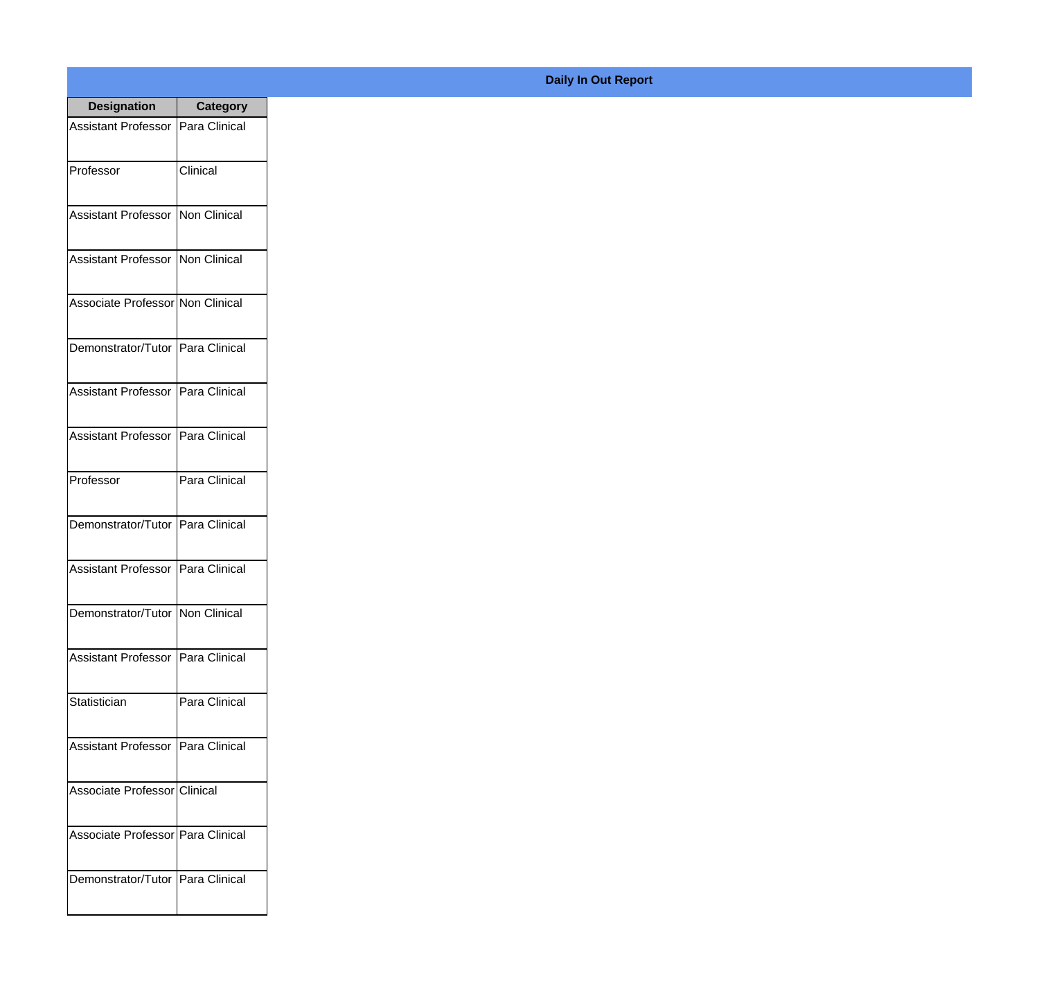**Daily In Out Report**

| Designation | Category |
|---|---|
| Assistant Professor | Para Clinical |
| Professor | Clinical |
| Assistant Professor | Non Clinical |
| Assistant Professor | Non Clinical |
| Associate Professor | Non Clinical |
| Demonstrator/Tutor | Para Clinical |
| Assistant Professor | Para Clinical |
| Assistant Professor | Para Clinical |
| Professor | Para Clinical |
| Demonstrator/Tutor | Para Clinical |
| Assistant Professor | Para Clinical |
| Demonstrator/Tutor | Non Clinical |
| Assistant Professor | Para Clinical |
| Statistician | Para Clinical |
| Assistant Professor | Para Clinical |
| Associate Professor | Clinical |
| Associate Professor | Para Clinical |
| Demonstrator/Tutor | Para Clinical |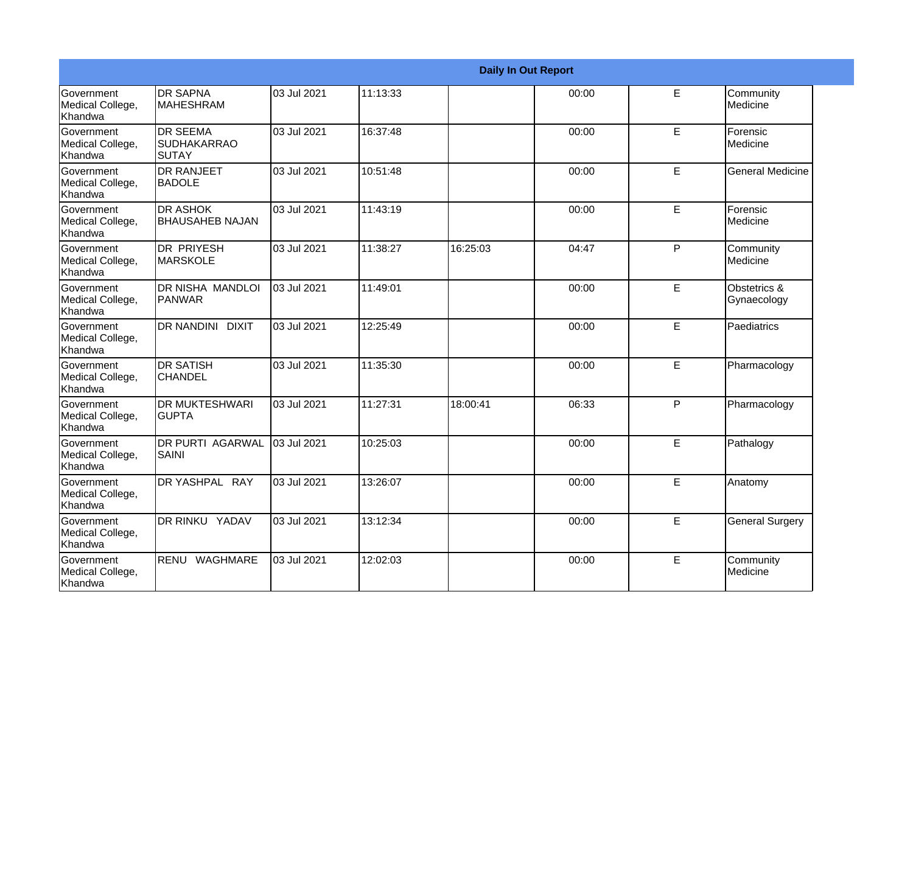| Daily In Out Report | | | | | | | |
|---|---|---|---|---|---|---|---|
| Government Medical College, Khandwa | DR SAPNA MAHESHRAM | 03 Jul 2021 | 11:13:33 | | 00:00 | E | Community Medicine |
| Government Medical College, Khandwa | DR SEEMA SUDHAKARRAO SUTAY | 03 Jul 2021 | 16:37:48 | | 00:00 | E | Forensic Medicine |
| Government Medical College, Khandwa | DR RANJEET BADOLE | 03 Jul 2021 | 10:51:48 | | 00:00 | E | General Medicine |
| Government Medical College, Khandwa | DR ASHOK BHAUSAHEB NAJAN | 03 Jul 2021 | 11:43:19 | | 00:00 | E | Forensic Medicine |
| Government Medical College, Khandwa | DR PRIYESH MARSKOLE | 03 Jul 2021 | 11:38:27 | 16:25:03 | 04:47 | P | Community Medicine |
| Government Medical College, Khandwa | DR NISHA MANDLOI PANWAR | 03 Jul 2021 | 11:49:01 | | 00:00 | E | Obstetrics & Gynaecology |
| Government Medical College, Khandwa | DR NANDINI DIXIT | 03 Jul 2021 | 12:25:49 | | 00:00 | E | Paediatrics |
| Government Medical College, Khandwa | DR SATISH CHANDEL | 03 Jul 2021 | 11:35:30 | | 00:00 | E | Pharmacology |
| Government Medical College, Khandwa | DR MUKTESHWARI GUPTA | 03 Jul 2021 | 11:27:31 | 18:00:41 | 06:33 | P | Pharmacology |
| Government Medical College, Khandwa | DR PURTI AGARWAL SAINI | 03 Jul 2021 | 10:25:03 | | 00:00 | E | Pathalogy |
| Government Medical College, Khandwa | DR YASHPAL RAY | 03 Jul 2021 | 13:26:07 | | 00:00 | E | Anatomy |
| Government Medical College, Khandwa | DR RINKU YADAV | 03 Jul 2021 | 13:12:34 | | 00:00 | E | General Surgery |
| Government Medical College, Khandwa | RENU WAGHMARE | 03 Jul 2021 | 12:02:03 | | 00:00 | E | Community Medicine |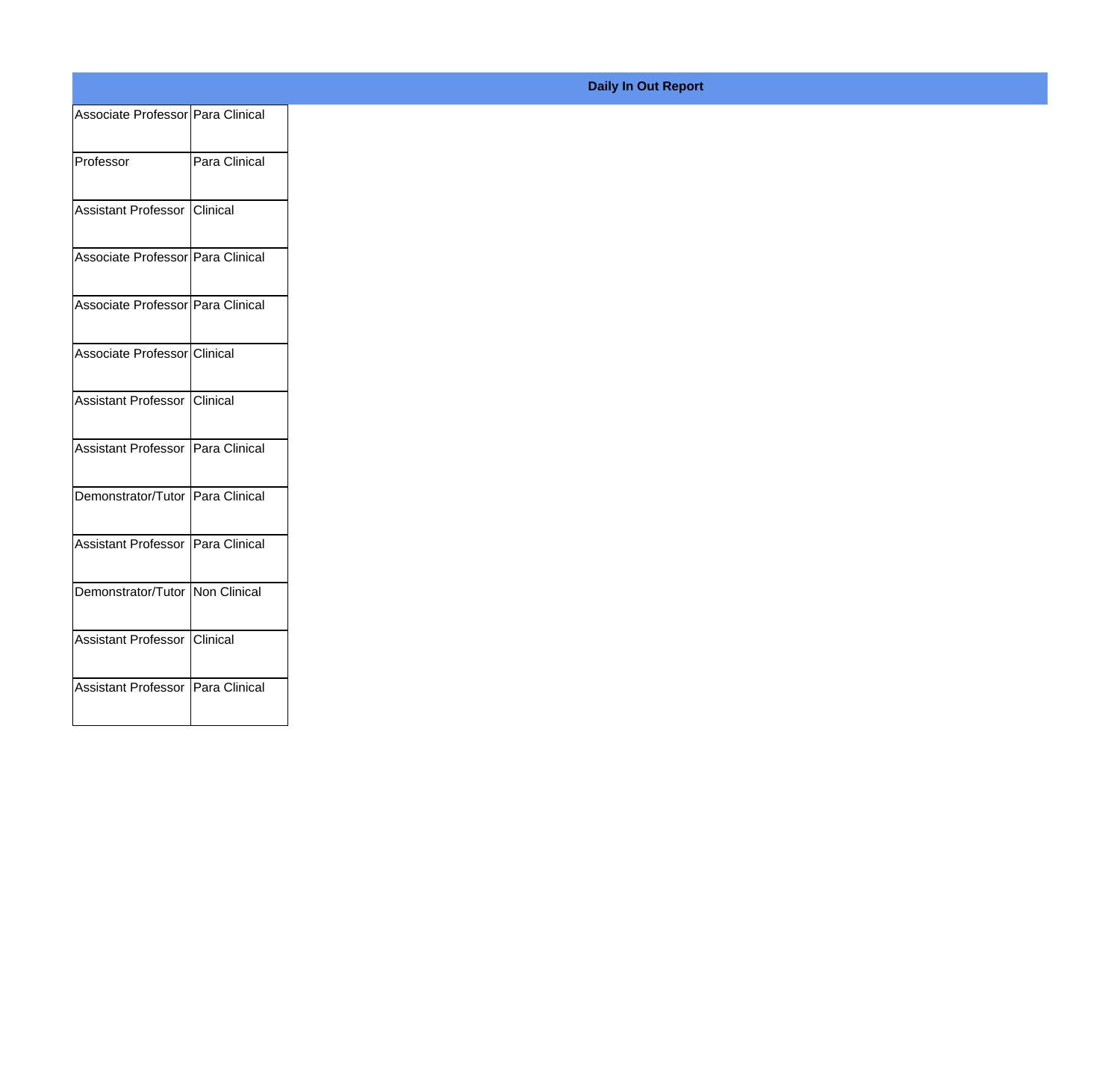**Daily In Out Report**

| | |
|---|---|
| Associate Professor | Para Clinical |
| Professor | Para Clinical |
| Assistant Professor | Clinical |
| Associate Professor | Para Clinical |
| Associate Professor | Para Clinical |
| Associate Professor | Clinical |
| Assistant Professor | Clinical |
| Assistant Professor | Para Clinical |
| Demonstrator/Tutor | Para Clinical |
| Assistant Professor | Para Clinical |
| Demonstrator/Tutor | Non Clinical |
| Assistant Professor | Clinical |
| Assistant Professor | Para Clinical |